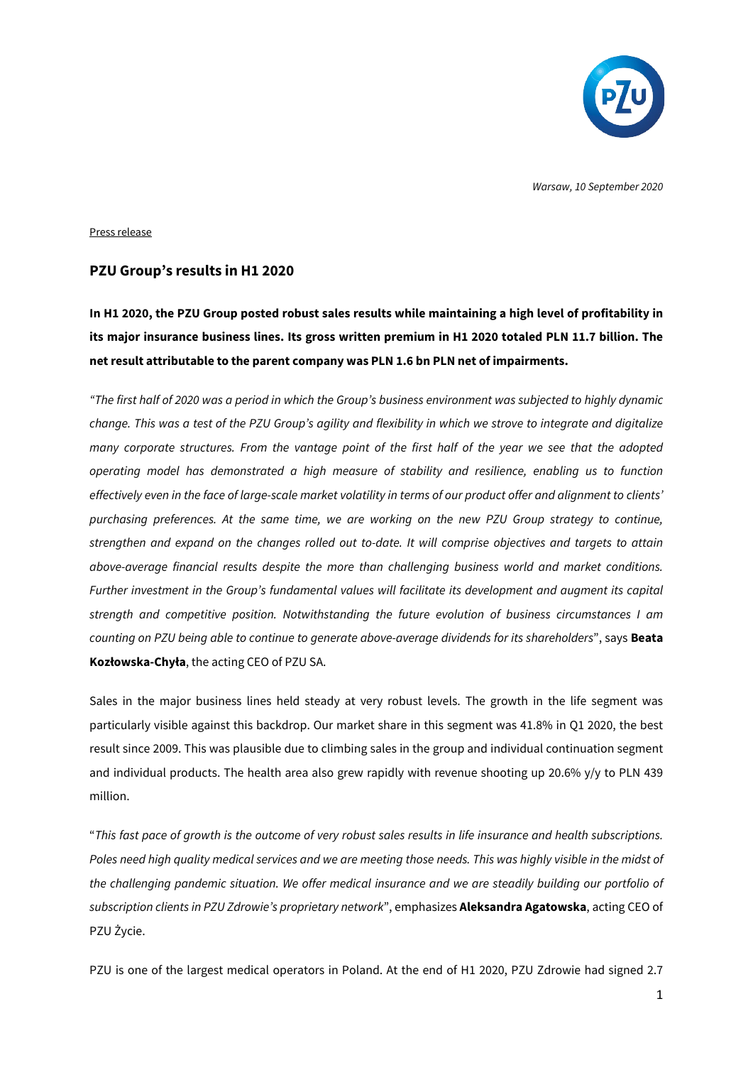*Warsaw, 10 September 2020*

Press release

## PZU Group's results in H1 2020

**In H1 2020, the PZU Group posted robust sales results while maintaining a high level of profitability in its major insurance business lines. Its gross written premium in H1 2020 totaled PLN 11.7 billion. The net result attributable to the parent company was PLN 1.6 bn PLN net of impairments.**

*"The first half of 2020 was a period in which the Group's business environment was subjected to highly dynamic change. This was a test of the PZU Group's agility and flexibility in which we strove to integrate and digitalize many corporate structures. From the vantage point of the first half of the year we see that the adopted operating model has demonstrated a high measure of stability and resilience, enabling us to function effectively even in the face of large-scale market volatility in terms of our product offer and alignment to clients' purchasing preferences. At the same time, we are working on the new PZU Group strategy to continue, strengthen and expand on the changes rolled out to-date. It will comprise objectives and targets to attain above-average financial results despite the more than challenging business world and market conditions. Further investment in the Group's fundamental values will facilitate its development and augment its capital strength and competitive position. Notwithstanding the future evolution of business circumstances I am counting on PZU being able to continue to generate above-average dividends for its shareholders*", says **Beata Kozłowska-Chyła**, the acting CEO of PZU SA.

Sales in the major business lines held steady at very robust levels. The growth in the life segment was particularly visible against this backdrop. Our market share in this segment was 41.8% in Q1 2020, the best result since 2009. This was plausible due to climbing sales in the group and individual continuation segment and individual products. The health area also grew rapidly with revenue shooting up 20.6% y/y to PLN 439 million.

"*This fast pace of growth is the outcome of very robust sales results in life insurance and health subscriptions. Poles need high quality medical services and we are meeting those needs. This was highly visible in the midst of the challenging pandemic situation. We offer medical insurance and we are steadily building our portfolio of subscription clients in PZU Zdrowie's proprietary network*", emphasizes **Aleksandra Agatowska**, acting CEO of PZU Życie.

PZU is one of the largest medical operators in Poland. At the end of H1 2020, PZU Zdrowie had signed 2.7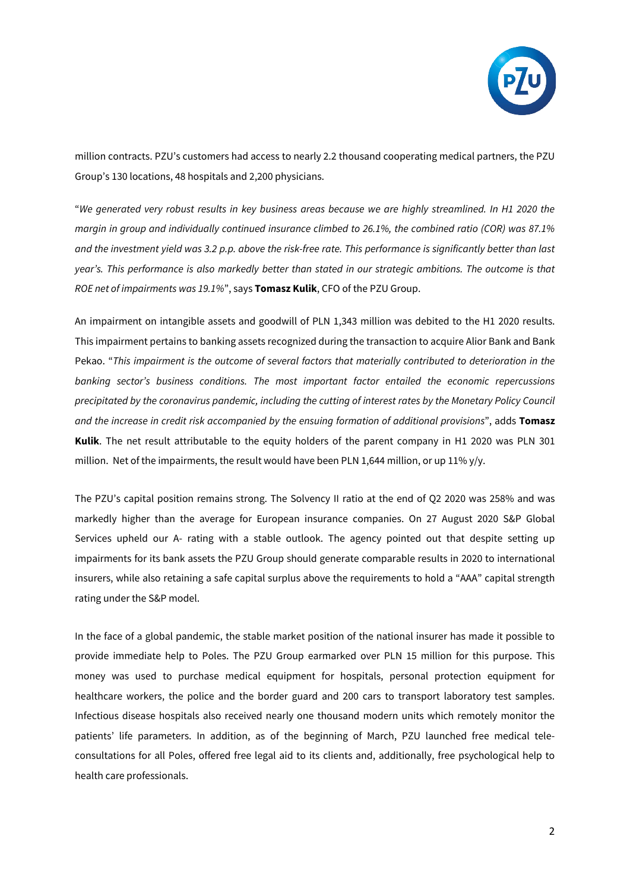million contracts. PZU's customers had access to nearly 2.2 thousand cooperating medical partners, the PZU Group's 130 locations, 48 hospitals and 2,200 physicians.

"*We generated very robust results in key business areas because we are highly streamlined. In H1 2020 the margin in group and individually continued insurance climbed to 26.1%, the combined ratio (COR) was 87.1% and the investment yield was 3.2 p.p. above the risk-free rate. This performance is significantly better than last year's. This performance is also markedly better than stated in our strategic ambitions. The outcome is that ROE net of impairments was 19.1%*", says **Tomasz Kulik**, CFO of the PZU Group.

An impairment on intangible assets and goodwill of PLN 1,343 million was debited to the H1 2020 results. This impairment pertains to banking assets recognized during the transaction to acquire Alior Bank and Bank Pekao. "*This impairment is the outcome of several factors that materially contributed to deterioration in the banking sector's business conditions. The most important factor entailed the economic repercussions precipitated by the coronavirus pandemic, including the cutting of interest rates by the Monetary Policy Council and the increase in credit risk accompanied by the ensuing formation of additional provisions*", adds **Tomasz Kulik**. The net result attributable to the equity holders of the parent company in H1 2020 was PLN 301 million. Net of the impairments, the result would have been PLN 1,644 million, or up 11% y/y.

The PZU's capital position remains strong. The Solvency II ratio at the end of Q2 2020 was 258% and was markedly higher than the average for European insurance companies. On 27 August 2020 S&P Global Services upheld our A- rating with a stable outlook. The agency pointed out that despite setting up impairments for its bank assets the PZU Group should generate comparable results in 2020 to international insurers, while also retaining a safe capital surplus above the requirements to hold a "AAA" capital strength rating under the S&P model.

In the face of a global pandemic, the stable market position of the national insurer has made it possible to provide immediate help to Poles. The PZU Group earmarked over PLN 15 million for this purpose. This money was used to purchase medical equipment for hospitals, personal protection equipment for healthcare workers, the police and the border guard and 200 cars to transport laboratory test samples. Infectious disease hospitals also received nearly one thousand modern units which remotely monitor the patients' life parameters. In addition, as of the beginning of March, PZU launched free medical tele-consultations for all Poles, offered free legal aid to its clients and, additionally, free psychological help to health care professionals.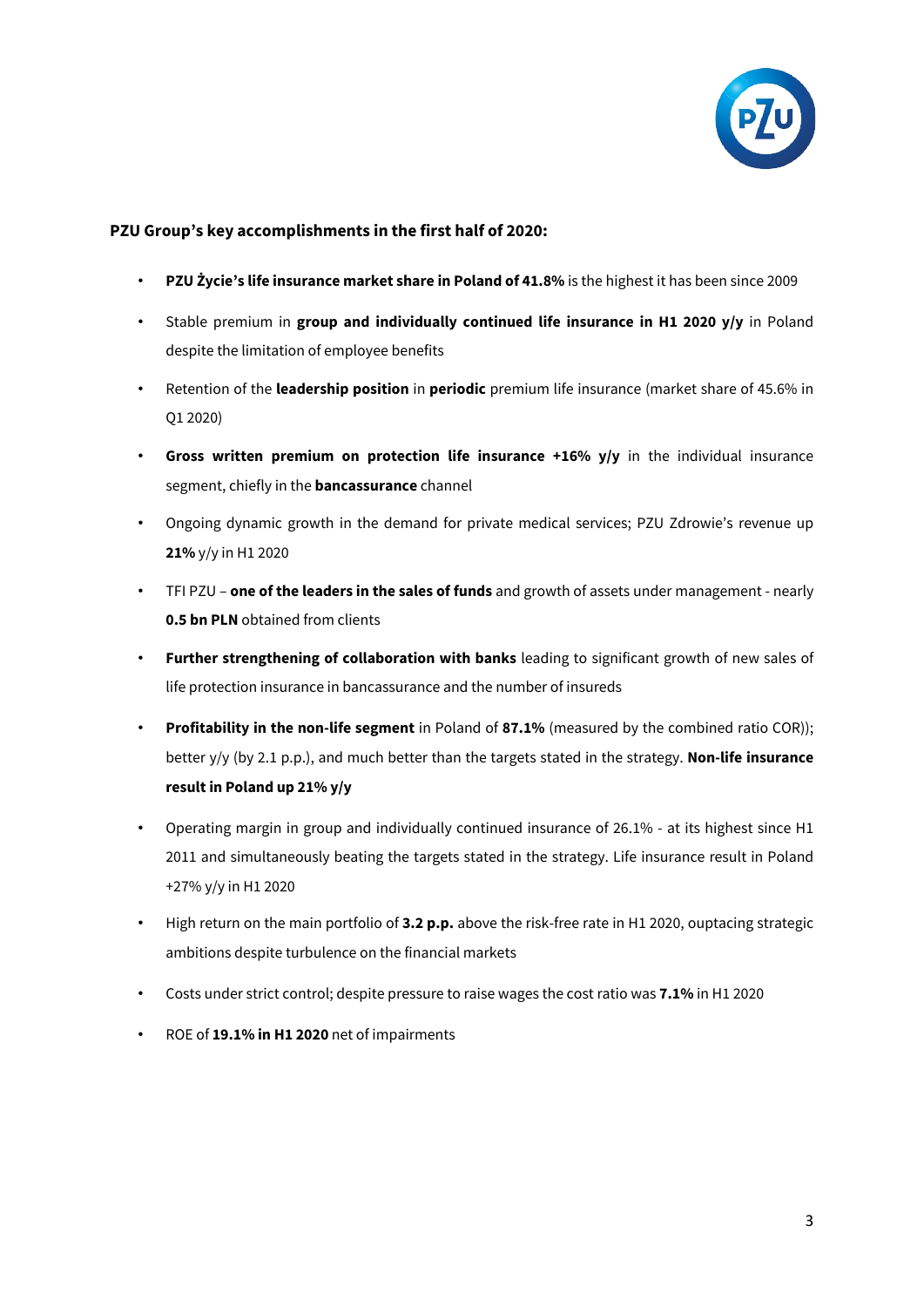**PZU Group's key accomplishments in the first half of 2020:**

- **PZU Życie's life insurance market share in Poland of 41.8%** is the highest it has been since 2009
- Stable premium in **group and individually continued life insurance in H1 2020 y/y** in Poland despite the limitation of employee benefits
- Retention of the **leadership position** in **periodic** premium life insurance (market share of 45.6% in Q1 2020)
- **Gross written premium on protection life insurance +16% y/y** in the individual insurance segment, chiefly in the **bancassurance** channel
- Ongoing dynamic growth in the demand for private medical services; PZU Zdrowie's revenue up **21%** y/y in H1 2020
- TFI PZU – **one of the leaders in the sales of funds** and growth of assets under management - nearly **0.5 bn PLN** obtained from clients
- **Further strengthening of collaboration with banks** leading to significant growth of new sales of life protection insurance in bancassurance and the number of insureds
- **Profitability in the non-life segment** in Poland of **87.1%** (measured by the combined ratio COR)); better y/y (by 2.1 p.p.), and much better than the targets stated in the strategy. **Non-life insurance result in Poland up 21% y/y**
- Operating margin in group and individually continued insurance of 26.1% - at its highest since H1 2011 and simultaneously beating the targets stated in the strategy. Life insurance result in Poland +27% y/y in H1 2020
- High return on the main portfolio of **3.2 p.p.** above the risk-free rate in H1 2020, ouptacing strategic ambitions despite turbulence on the financial markets
- Costs under strict control; despite pressure to raise wages the cost ratio was **7.1%** in H1 2020
- ROE of **19.1% in H1 2020** net of impairments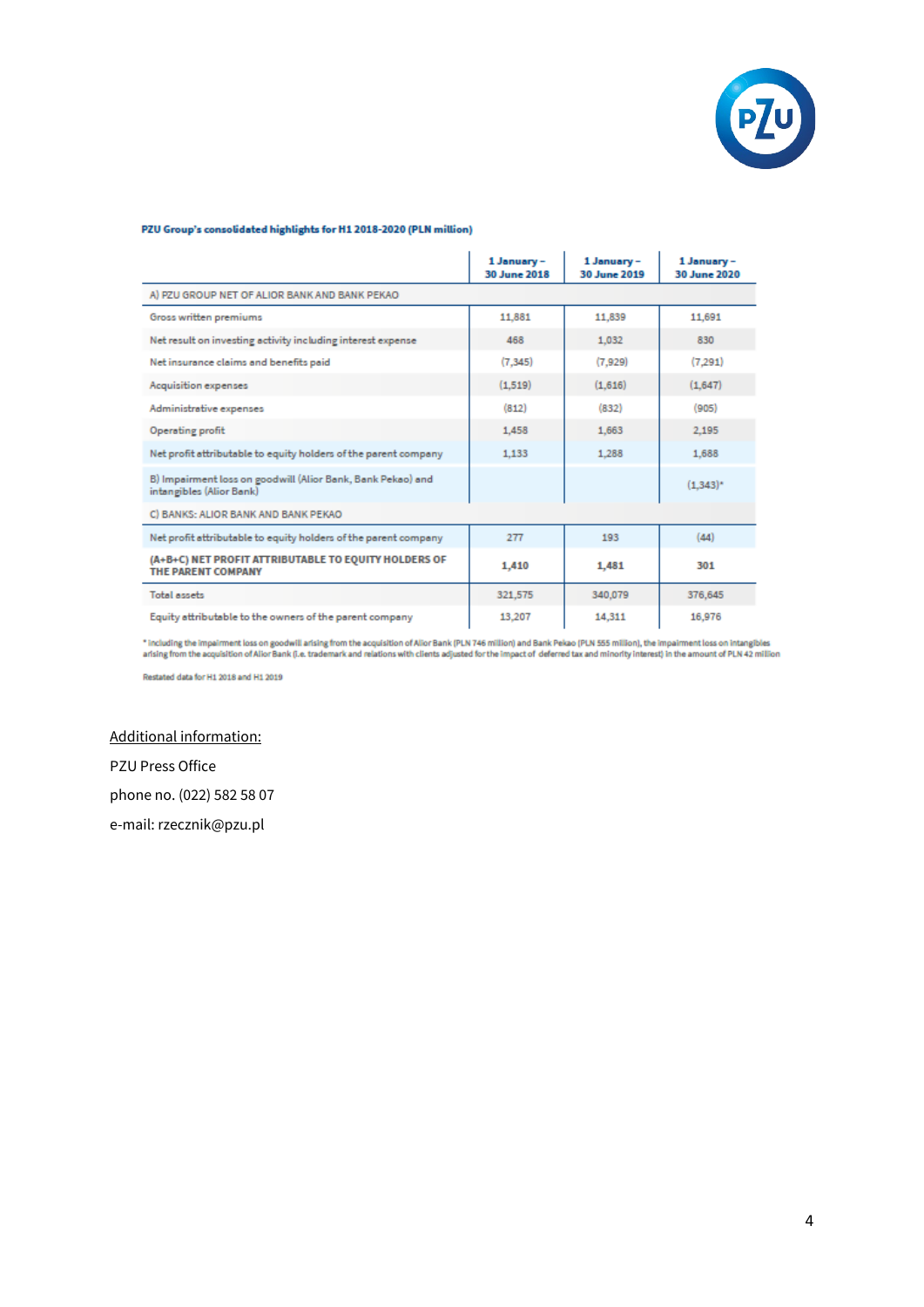**PZU Group's consolidated highlights for H1 2018-2020 (PLN million)**

| | 1 January – 30 June 2018 | 1 January – 30 June 2019 | 1 January – 30 June 2020 |
|---|---|---|---|
| A) PZU GROUP NET OF ALIOR BANK AND BANK PEKAO | | | |
| Gross written premiums | 11,881 | 11,839 | 11,691 |
| Net result on investing activity including interest expense | 468 | 1,032 | 830 |
| Net insurance claims and benefits paid | (7,345) | (7,929) | (7,291) |
| Acquisition expenses | (1,519) | (1,616) | (1,647) |
| Administrative expenses | (812) | (832) | (905) |
| Operating profit | 1,458 | 1,663 | 2,195 |
| Net profit attributable to equity holders of the parent company | 1,133 | 1,288 | 1,688 |
| B) Impairment loss on goodwill (Alior Bank, Bank Pekao) and intangibles (Alior Bank) | | | (1,343)* |
| C) BANKS: ALIOR BANK AND BANK PEKAO | | | |
| Net profit attributable to equity holders of the parent company | 277 | 193 | (44) |
| **(A+B+C) NET PROFIT ATTRIBUTABLE TO EQUITY HOLDERS OF THE PARENT COMPANY** | **1,410** | **1,481** | **301** |
| Total assets | 321,575 | 340,079 | 376,645 |
| Equity attributable to the owners of the parent company | 13,207 | 14,311 | 16,976 |

\* including the impairment loss on goodwill arising from the acquisition of Alior Bank (PLN 746 million) and Bank Pekao (PLN 555 million), the impairment loss on intangibles arising from the acquisition of Alior Bank (i.e. trademark and relations with clients adjusted for the impact of deferred tax and minority interest) in the amount of PLN 42 million

Restated data for H1 2018 and H1 2019

Additional information:

PZU Press Office

phone no. (022) 582 58 07

e-mail: rzecznik@pzu.pl